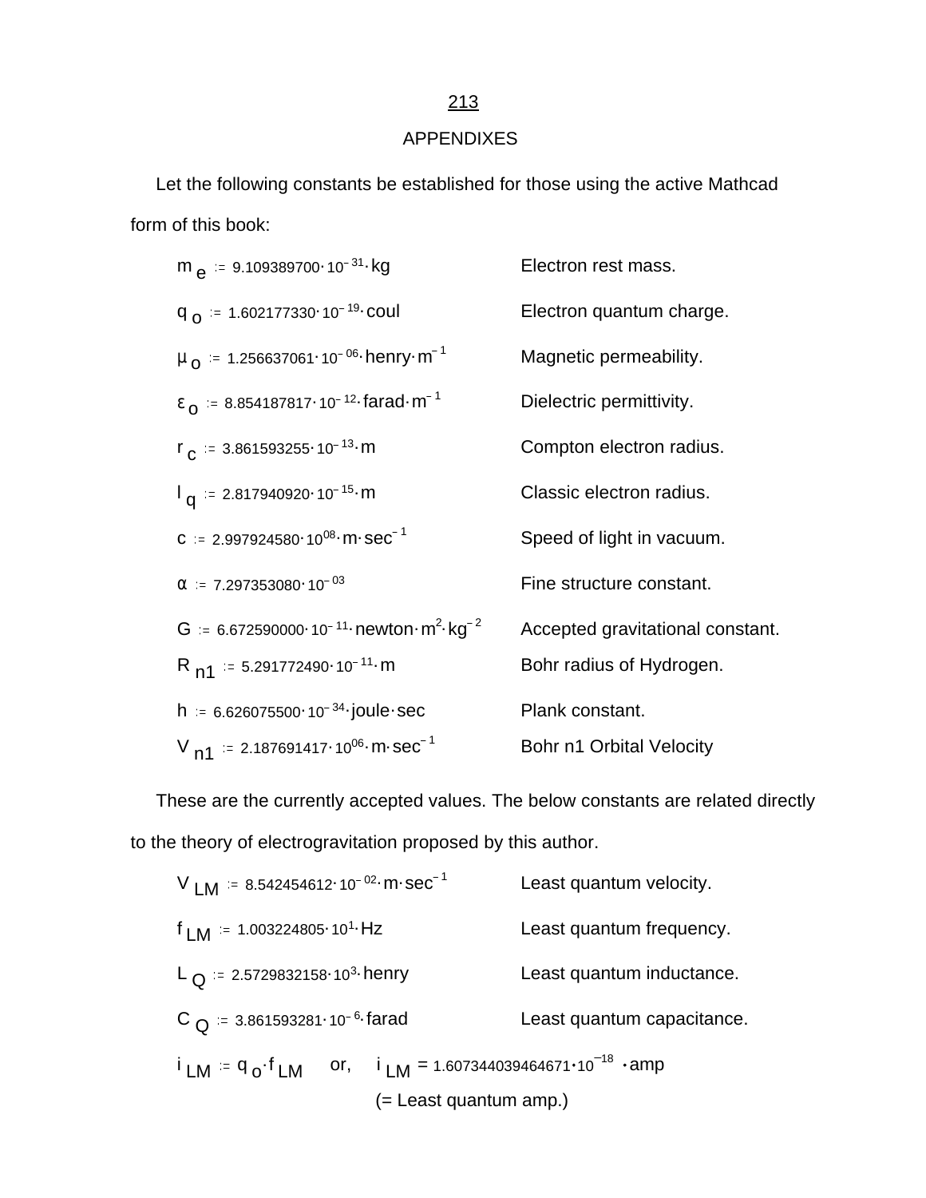# APPENDIXES

Let the following constants be established for those using the active Mathcad form of this book:

| | |
|---|---|
| $m_e := 9.109389700 \cdot 10^{-31} \cdot \text{kg}$ | Electron rest mass. |
| $q_o := 1.602177330 \cdot 10^{-19} \cdot \text{coul}$ | Electron quantum charge. |
| $\mu_o := 1.256637061 \cdot 10^{-06} \cdot \text{henry} \cdot \text{m}^{-1}$ | Magnetic permeability. |
| $\varepsilon_o := 8.854187817 \cdot 10^{-12} \cdot \text{farad} \cdot \text{m}^{-1}$ | Dielectric permittivity. |
| $r_c := 3.861593255 \cdot 10^{-13} \cdot \text{m}$ | Compton electron radius. |
| $l_q := 2.817940920 \cdot 10^{-15} \cdot \text{m}$ | Classic electron radius. |
| $c := 2.997924580 \cdot 10^{08} \cdot \text{m} \cdot \text{sec}^{-1}$ | Speed of light in vacuum. |
| $\alpha := 7.297353080 \cdot 10^{-03}$ | Fine structure constant. |
| $G := 6.672590000 \cdot 10^{-11} \cdot \text{newton} \cdot \text{m}^2 \cdot \text{kg}^{-2}$ | Accepted gravitational constant. |
| $R_{n1} := 5.291772490 \cdot 10^{-11} \cdot \text{m}$ | Bohr radius of Hydrogen. |
| $h := 6.626075500 \cdot 10^{-34} \cdot \text{joule} \cdot \text{sec}$ | Plank constant. |
| $V_{n1} := 2.187691417 \cdot 10^{06} \cdot \text{m} \cdot \text{sec}^{-1}$ | Bohr n1 Orbital Velocity |

These are the currently accepted values. The below constants are related directly to the theory of electrogravitation proposed by this author.

| | |
|---|---|
| $V_{LM} := 8.542454612 \cdot 10^{-02} \cdot \text{m} \cdot \text{sec}^{-1}$ | Least quantum velocity. |
| $f_{LM} := 1.003224805 \cdot 10^{1} \cdot \text{Hz}$ | Least quantum frequency. |
| $L_Q := 2.5729832158 \cdot 10^{3} \cdot \text{henry}$ | Least quantum inductance. |
| $C_Q := 3.861593281 \cdot 10^{-6} \cdot \text{farad}$ | Least quantum capacitance. |

$i_{LM} := q_o \cdot f_{LM}$ or, $i_{LM} = 1.607344039464671 \cdot 10^{-18} \cdot \text{amp}$

(= Least quantum amp.)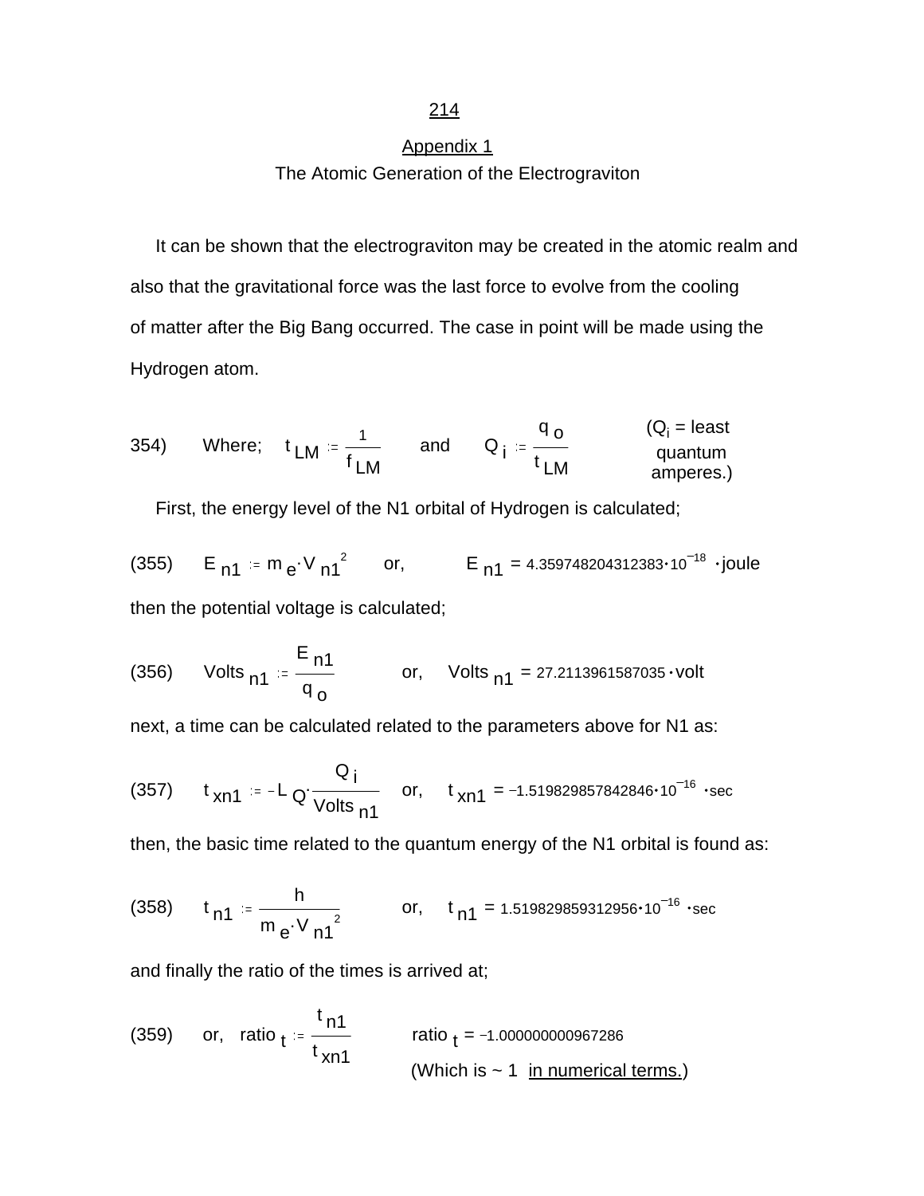## Appendix 1

### The Atomic Generation of the Electrograviton

It can be shown that the electrograviton may be created in the atomic realm and also that the gravitational force was the last force to evolve from the cooling of matter after the Big Bang occurred. The case in point will be made using the Hydrogen atom.

(354) Where; $t_{LM} := \dfrac{1}{f_{LM}}$ and $Q_i := \dfrac{q_o}{t_{LM}}$ ($Q_i$ = least quantum amperes.)

First, the energy level of the N1 orbital of Hydrogen is calculated;

(355) $E_{n1} := m_e \cdot V_{n1}^{2}$ or, $E_{n1} = 4.359748204312383 \cdot 10^{-18} \cdot \text{joule}$

then the potential voltage is calculated;

(356) $\text{Volts}_{n1} := \dfrac{E_{n1}}{q_o}$ or, $\text{Volts}_{n1} = 27.2113961587035 \cdot \text{volt}$

next, a time can be calculated related to the parameters above for N1 as:

(357) $t_{xn1} := -L_Q \cdot \dfrac{Q_i}{\text{Volts}_{n1}}$ or, $t_{xn1} = -1.519829857842846 \cdot 10^{-16} \cdot \text{sec}$

then, the basic time related to the quantum energy of the N1 orbital is found as:

(358) $t_{n1} := \dfrac{h}{m_e \cdot V_{n1}^{2}}$ or, $t_{n1} = 1.519829859312956 \cdot 10^{-16} \cdot \text{sec}$

and finally the ratio of the times is arrived at;

(359) or, $\text{ratio}_t := \dfrac{t_{n1}}{t_{xn1}}$ $\text{ratio}_t = -1.000000000967286$

(Which is ~ 1 <u>in numerical terms.</u>)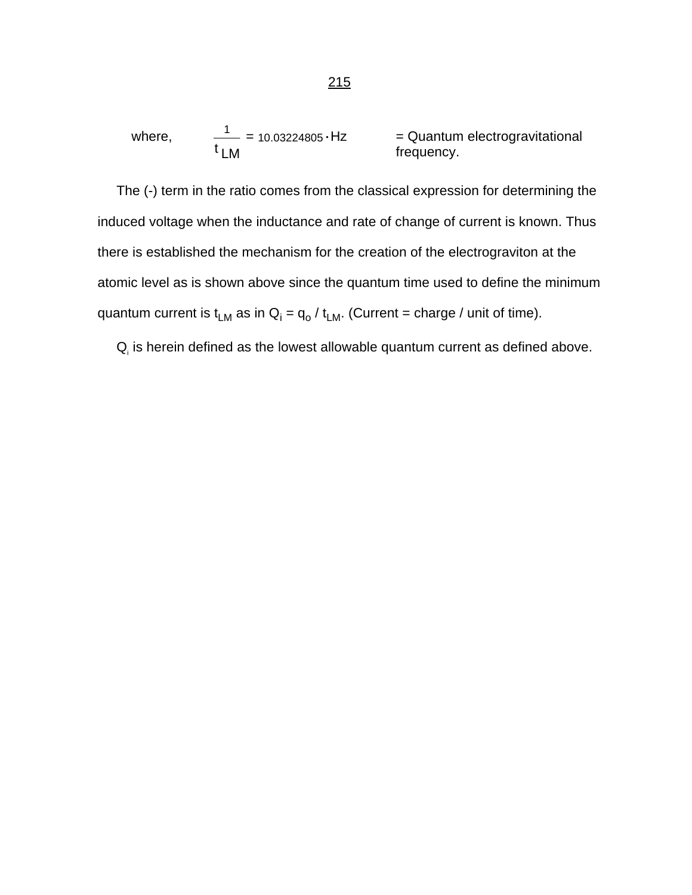where, $\frac{1}{t_{LM}} = 10.03224805 \cdot \text{Hz}$ = Quantum electrogravitational frequency.

The (-) term in the ratio comes from the classical expression for determining the induced voltage when the inductance and rate of change of current is known. Thus there is established the mechanism for the creation of the electrograviton at the atomic level as is shown above since the quantum time used to define the minimum quantum current is $t_{LM}$ as in $Q_i = q_o / t_{LM}$. (Current = charge / unit of time).

$Q_i$ is herein defined as the lowest allowable quantum current as defined above.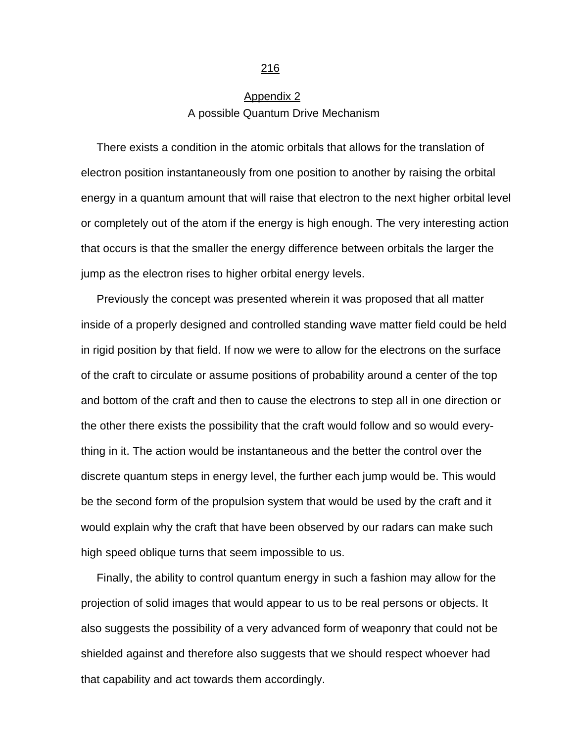## Appendix 2

### A possible Quantum Drive Mechanism

There exists a condition in the atomic orbitals that allows for the translation of electron position instantaneously from one position to another by raising the orbital energy in a quantum amount that will raise that electron to the next higher orbital level or completely out of the atom if the energy is high enough. The very interesting action that occurs is that the smaller the energy difference between orbitals the larger the jump as the electron rises to higher orbital energy levels.

Previously the concept was presented wherein it was proposed that all matter inside of a properly designed and controlled standing wave matter field could be held in rigid position by that field. If now we were to allow for the electrons on the surface of the craft to circulate or assume positions of probability around a center of the top and bottom of the craft and then to cause the electrons to step all in one direction or the other there exists the possibility that the craft would follow and so would everything in it. The action would be instantaneous and the better the control over the discrete quantum steps in energy level, the further each jump would be. This would be the second form of the propulsion system that would be used by the craft and it would explain why the craft that have been observed by our radars can make such high speed oblique turns that seem impossible to us.

Finally, the ability to control quantum energy in such a fashion may allow for the projection of solid images that would appear to us to be real persons or objects. It also suggests the possibility of a very advanced form of weaponry that could not be shielded against and therefore also suggests that we should respect whoever had that capability and act towards them accordingly.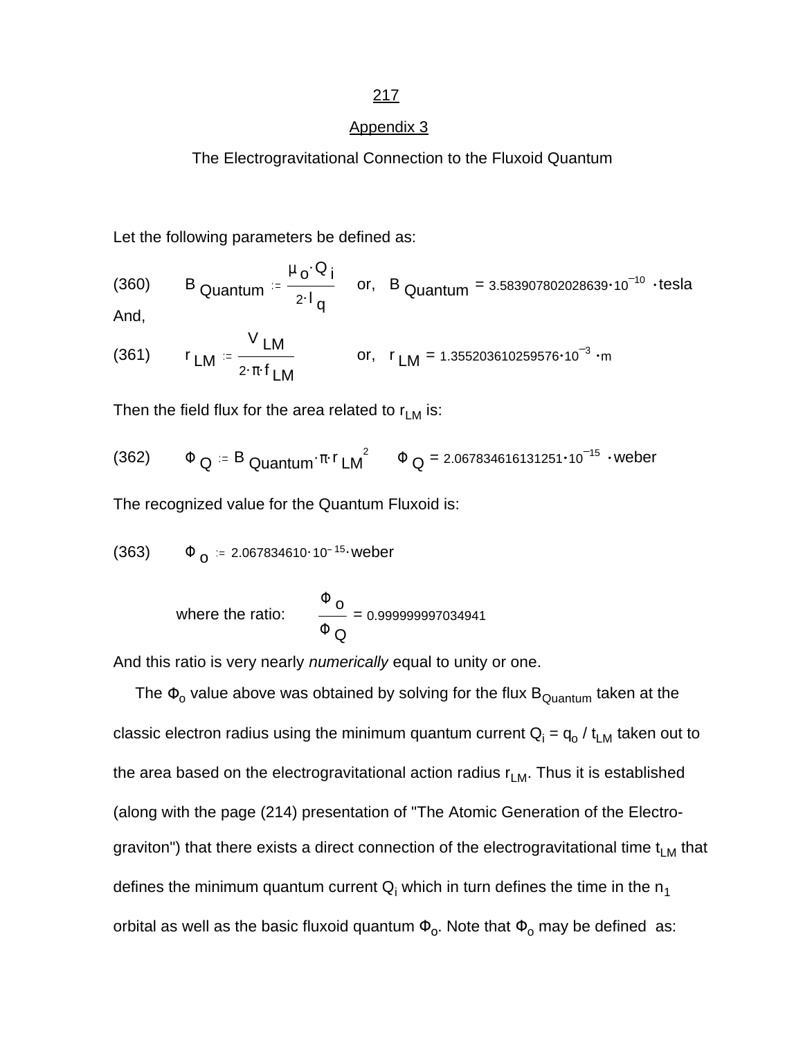## Appendix 3

### The Electrogravitational Connection to the Fluxoid Quantum

Let the following parameters be defined as:

(360) $\quad B_{Quantum} := \dfrac{\mu_o \cdot Q_i}{2 \cdot l_q} \quad$ or, $\quad B_{Quantum} = 3.583907802028639 \cdot 10^{-10} \cdot \text{tesla}$

And,

(361) $\quad r_{LM} := \dfrac{V_{LM}}{2 \cdot \pi \cdot f_{LM}} \quad$ or, $\quad r_{LM} = 1.355203610259576 \cdot 10^{-3} \cdot \text{m}$

Then the field flux for the area related to $r_{LM}$ is:

(362) $\quad \Phi_Q := B_{Quantum} \cdot \pi \cdot r_{LM}^{\ 2} \quad \Phi_Q = 2.067834616131251 \cdot 10^{-15} \cdot \text{weber}$

The recognized value for the Quantum Fluxoid is:

(363) $\quad \Phi_o := 2.067834610 \cdot 10^{-15} \cdot \text{weber}$

where the ratio: $\quad \dfrac{\Phi_o}{\Phi_Q} = 0.999999997034941$

And this ratio is very nearly *numerically* equal to unity or one.

The $\Phi_o$ value above was obtained by solving for the flux $B_{Quantum}$ taken at the classic electron radius using the minimum quantum current $Q_i = q_o / t_{LM}$ taken out to the area based on the electrogravitational action radius $r_{LM}$. Thus it is established (along with the page (214) presentation of "The Atomic Generation of the Electro-graviton") that there exists a direct connection of the electrogravitational time $t_{LM}$ that defines the minimum quantum current $Q_i$ which in turn defines the time in the $n_1$ orbital as well as the basic fluxoid quantum $\Phi_o$. Note that $\Phi_o$ may be defined as: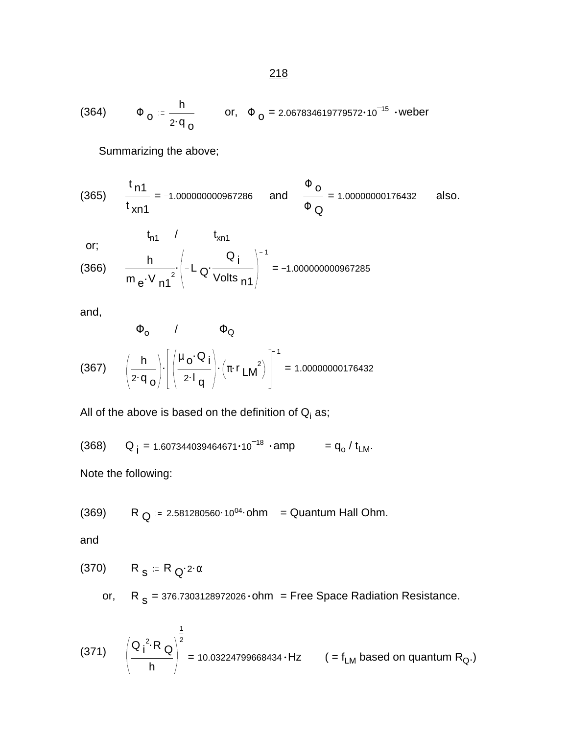(364) $\quad \Phi_o := \dfrac{h}{2 \cdot q_o} \qquad$ or, $\quad \Phi_o = 2.067834619779572 \cdot 10^{-15} \cdot \text{weber}$

Summarizing the above;

(365) $\quad \dfrac{t_{n1}}{t_{xn1}} = -1.000000000967286 \quad$ and $\quad \dfrac{\Phi_o}{\Phi_Q} = 1.00000000176432 \quad$ also.

or;

$t_{n1} \quad / \quad t_{xn1}$

(366) $\quad \dfrac{h}{m_e \cdot V_{n1}^{\,2}} \cdot \left( -L_Q \cdot \dfrac{Q_i}{\text{Volts}_{n1}} \right)^{-1} = -1.000000000967285$

and,

$\Phi_o \quad / \quad \Phi_Q$

(367) $\quad \left( \dfrac{h}{2 \cdot q_o} \right) \cdot \left[ \left( \dfrac{\mu_o \cdot Q_i}{2 \cdot l_q} \right) \cdot \left( \pi \cdot r_{LM}^{\,2} \right) \right]^{-1} = 1.00000000176432$

All of the above is based on the definition of $Q_i$ as;

(368) $\quad Q_i = 1.607344039464671 \cdot 10^{-18} \cdot \text{amp} \qquad = q_o / t_{LM}$.

Note the following:

(369) $\quad R_Q := 2.581280560 \cdot 10^{04} \cdot \text{ohm} \quad$ = Quantum Hall Ohm.

and

(370) $\quad R_s := R_Q \cdot 2 \cdot \alpha$

or, $\quad R_s = 376.7303128972026 \cdot \text{ohm} \quad$ = Free Space Radiation Resistance.

(371) $\quad \left( \dfrac{Q_i^{\,2} \cdot R_Q}{h} \right)^{\frac{1}{2}} = 10.03224799668434 \cdot \text{Hz} \qquad$ ( = $f_{LM}$ based on quantum $R_Q$.)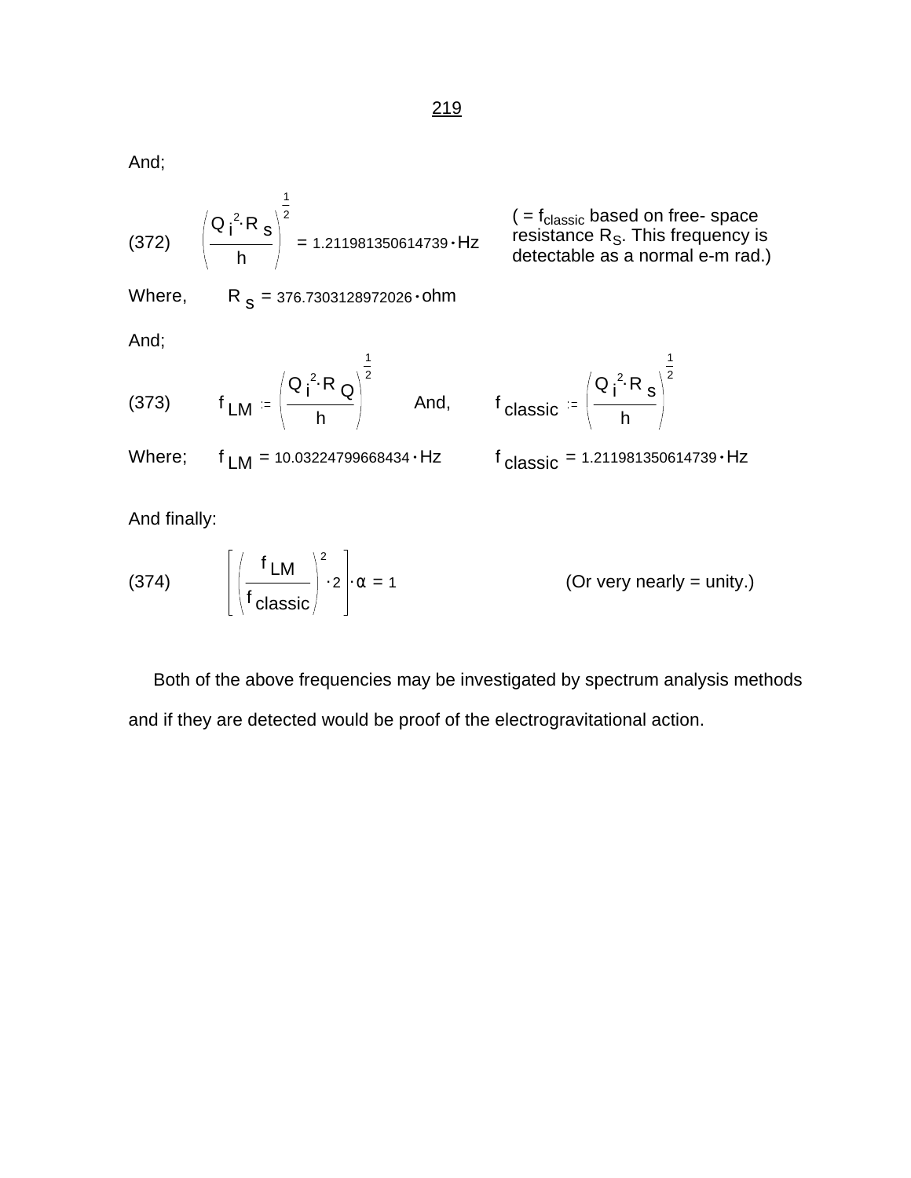And;

(372) $$\left(\frac{Q_i^2 \cdot R_s}{h}\right)^{\frac{1}{2}} = 1.211981350614739 \cdot \text{Hz}$$

( = $f_{classic}$ based on free- space resistance $R_S$. This frequency is detectable as a normal e-m rad.)

Where, $R_s = 376.7303128972026 \cdot \text{ohm}$

And;

(373) $$f_{LM} := \left(\frac{Q_i^2 \cdot R_Q}{h}\right)^{\frac{1}{2}} \qquad \text{And,} \qquad f_{classic} := \left(\frac{Q_i^2 \cdot R_s}{h}\right)^{\frac{1}{2}}$$

Where; $f_{LM} = 10.03224799668434 \cdot \text{Hz}$ $\qquad f_{classic} = 1.211981350614739 \cdot \text{Hz}$

And finally:

(374) $$\left[\left(\frac{f_{LM}}{f_{classic}}\right)^2 \cdot 2\right] \cdot \alpha = 1$$

(Or very nearly = unity.)

Both of the above frequencies may be investigated by spectrum analysis methods and if they are detected would be proof of the electrogravitational action.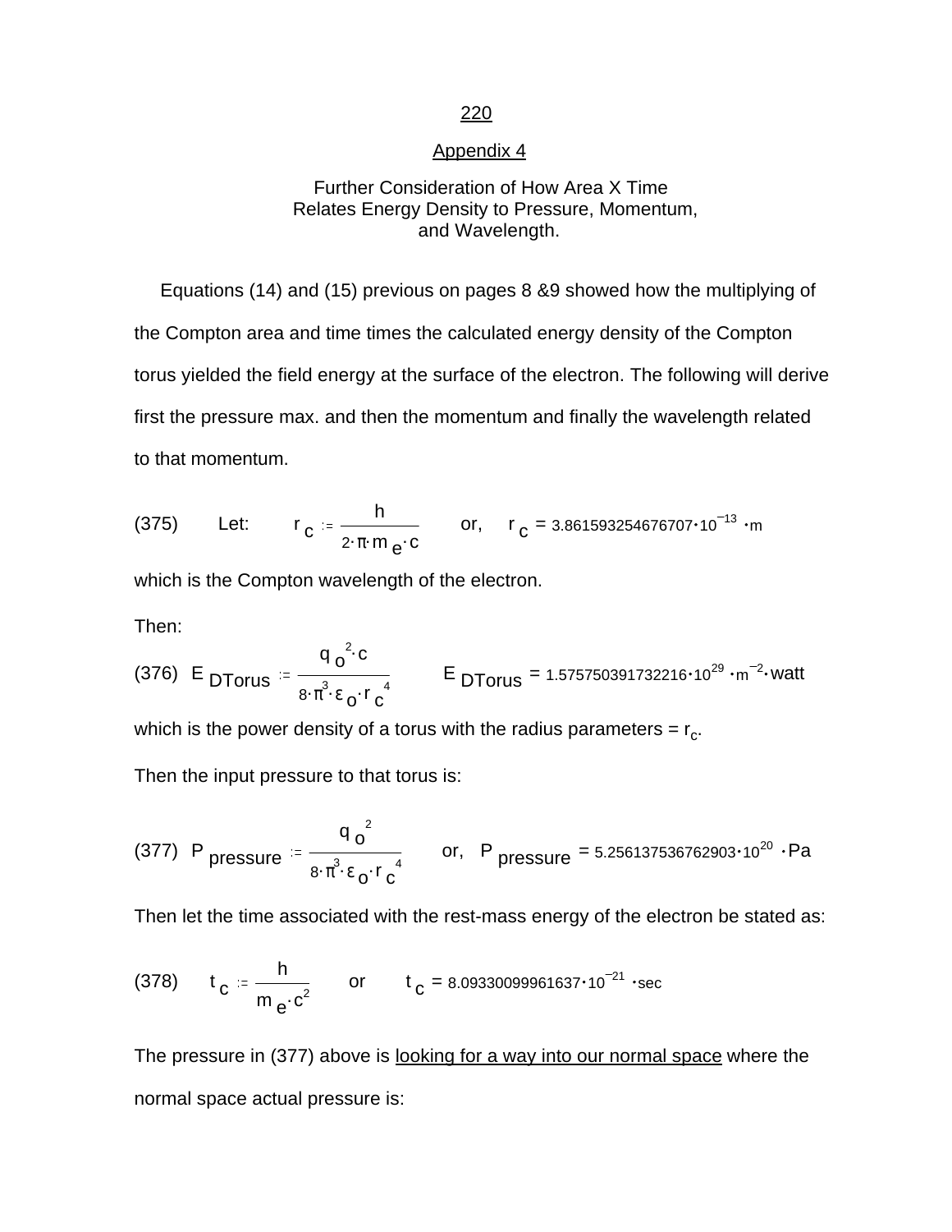## Appendix 4

### Further Consideration of How Area X Time Relates Energy Density to Pressure, Momentum, and Wavelength.

Equations (14) and (15) previous on pages 8 &9 showed how the multiplying of the Compton area and time times the calculated energy density of the Compton torus yielded the field energy at the surface of the electron. The following will derive first the pressure max. and then the momentum and finally the wavelength related to that momentum.

(375) Let: $r_c := \dfrac{h}{2 \cdot \pi \cdot m_e \cdot c}$ or, $r_c = 3.861593254676707 \cdot 10^{-13} \cdot m$

which is the Compton wavelength of the electron.

Then:

(376) $E_{DTorus} := \dfrac{q_o^{2} \cdot c}{8 \cdot \pi^{3} \cdot \varepsilon_o \cdot r_c^{4}}$ $E_{DTorus} = 1.575750391732216 \cdot 10^{29} \cdot m^{-2} \cdot watt$

which is the power density of a torus with the radius parameters = $r_c$.

Then the input pressure to that torus is:

(377) $P_{pressure} := \dfrac{q_o^{2}}{8 \cdot \pi^{3} \cdot \varepsilon_o \cdot r_c^{4}}$ or, $P_{pressure} = 5.256137536762903 \cdot 10^{20} \cdot Pa$

Then let the time associated with the rest-mass energy of the electron be stated as:

(378) $t_c := \dfrac{h}{m_e \cdot c^{2}}$ or $t_c = 8.09330099961637 \cdot 10^{-21} \cdot sec$

The pressure in (377) above is looking for a way into our normal space where the normal space actual pressure is: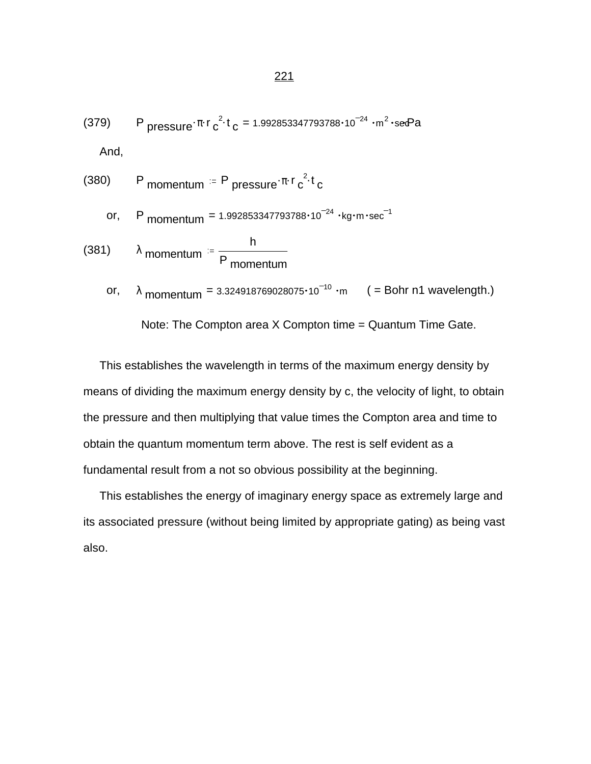(379) $$P_{pressure} \cdot \pi \cdot r_c^{\,2} \cdot t_c = 1.992853347793788 \cdot 10^{-24} \cdot m^2 \cdot sec \cdot Pa$$

And,

(380) $$P_{momentum} := P_{pressure} \cdot \pi \cdot r_c^{\,2} \cdot t_c$$

or, $$P_{momentum} = 1.992853347793788 \cdot 10^{-24} \cdot kg \cdot m \cdot sec^{-1}$$

(381) $$\lambda_{momentum} := \frac{h}{P_{momentum}}$$

or, $$\lambda_{momentum} = 3.324918769028075 \cdot 10^{-10} \cdot m$$ ( = Bohr n1 wavelength.)

Note: The Compton area X Compton time = Quantum Time Gate.

This establishes the wavelength in terms of the maximum energy density by means of dividing the maximum energy density by c, the velocity of light, to obtain the pressure and then multiplying that value times the Compton area and time to obtain the quantum momentum term above. The rest is self evident as a fundamental result from a not so obvious possibility at the beginning.

This establishes the energy of imaginary energy space as extremely large and its associated pressure (without being limited by appropriate gating) as being vast also.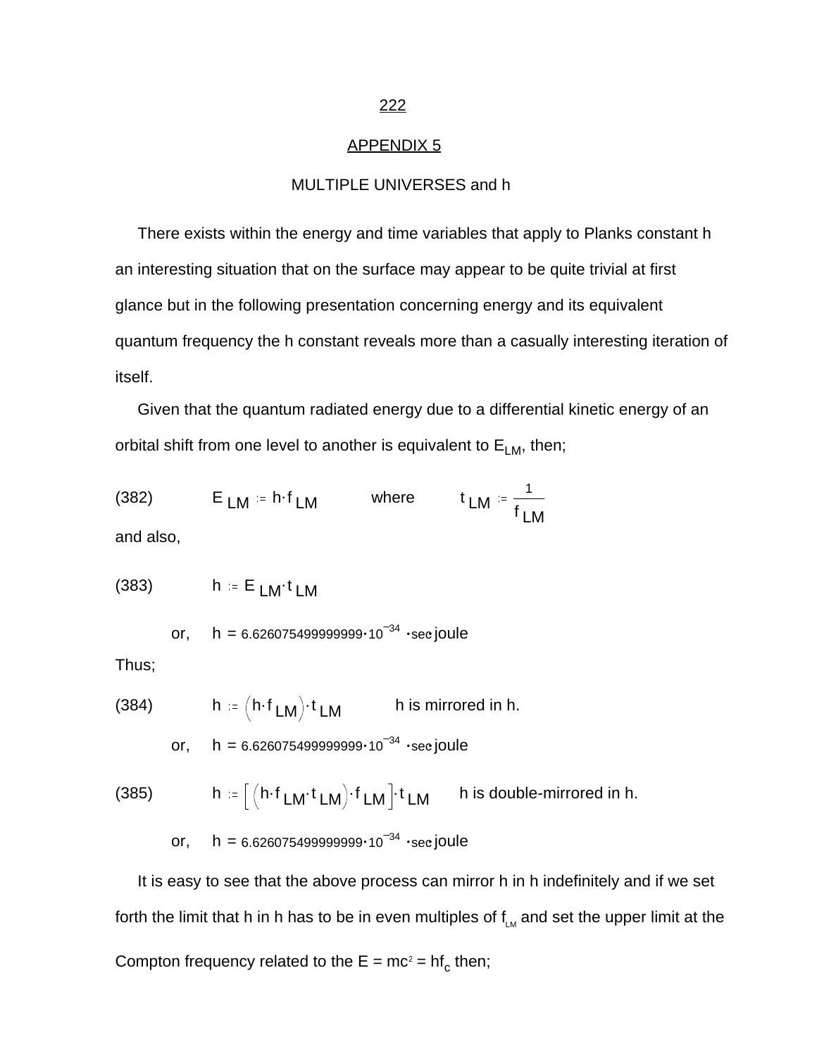## APPENDIX 5

### MULTIPLE UNIVERSES and h

There exists within the energy and time variables that apply to Planks constant h an interesting situation that on the surface may appear to be quite trivial at first glance but in the following presentation concerning energy and its equivalent quantum frequency the h constant reveals more than a casually interesting iteration of itself.

Given that the quantum radiated energy due to a differential kinetic energy of an orbital shift from one level to another is equivalent to $E_{LM}$, then;

(382) $$E_{LM} := h \cdot f_{LM} \qquad \text{where} \qquad t_{LM} := \frac{1}{f_{LM}}$$

and also,

(383) $$h := E_{LM} \cdot t_{LM}$$

or, $h = 6.626075499999999 \cdot 10^{-34} \cdot \text{sec} \cdot \text{joule}$

Thus;

(384) $$h := \left(h \cdot f_{LM}\right) \cdot t_{LM}$$ h is mirrored in h.

or, $h = 6.626075499999999 \cdot 10^{-34} \cdot \text{sec} \cdot \text{joule}$

(385) $$h := \left[\left(h \cdot f_{LM} \cdot t_{LM}\right) \cdot f_{LM}\right] \cdot t_{LM}$$ h is double-mirrored in h.

or, $h = 6.626075499999999 \cdot 10^{-34} \cdot \text{sec} \cdot \text{joule}$

It is easy to see that the above process can mirror h in h indefinitely and if we set forth the limit that h in h has to be in even multiples of $f_{LM}$ and set the upper limit at the Compton frequency related to the $E = mc^2 = hf_c$ then;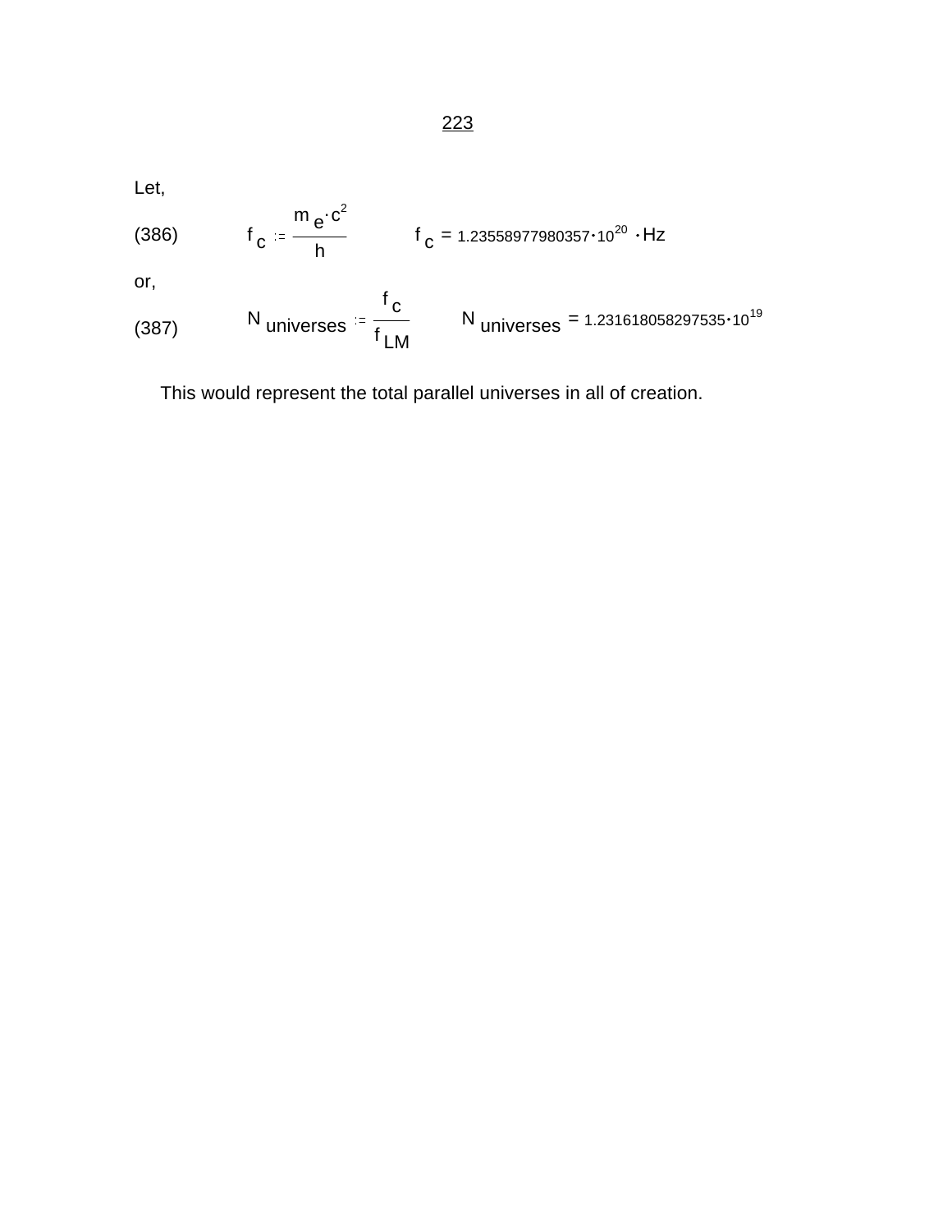Let,

(386) $$f_c := \frac{m_e \cdot c^2}{h} \qquad f_c = 1.23558977980357 \cdot 10^{20} \cdot \text{Hz}$$

or,

(387) $$N_{universes} := \frac{f_c}{f_{LM}} \qquad N_{universes} = 1.231618058297535 \cdot 10^{19}$$

This would represent the total parallel universes in all of creation.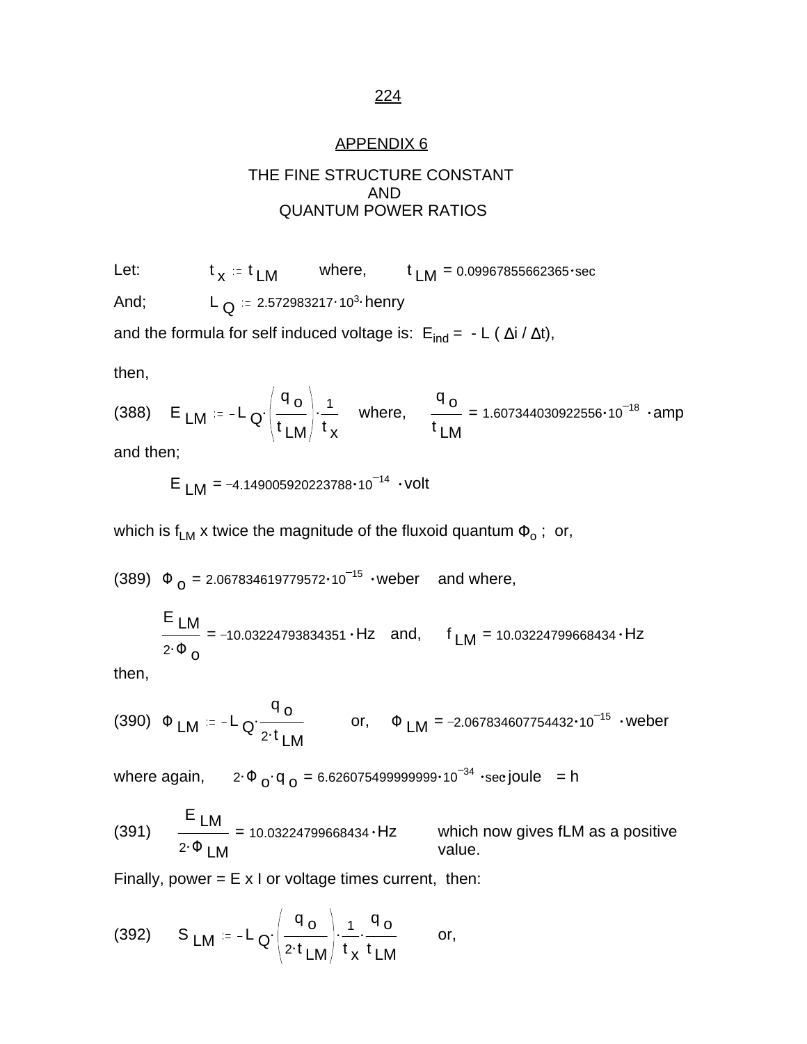## APPENDIX 6

### THE FINE STRUCTURE CONSTANT AND QUANTUM POWER RATIOS

Let: $t_x := t_{LM}$ where, $t_{LM} = 0.09967855662365 \cdot sec$

And; $L_Q := 2.572983217 \cdot 10^3 \cdot henry$

and the formula for self induced voltage is: $E_{ind} = - L \, (\Delta i / \Delta t)$,

then,

(388) $E_{LM} := -L_Q \cdot \left( \dfrac{q_o}{t_{LM}} \right) \cdot \dfrac{1}{t_x}$ where, $\dfrac{q_o}{t_{LM}} = 1.607344030922556 \cdot 10^{-18} \cdot amp$

and then;

$$E_{LM} = -4.149005920223788 \cdot 10^{-14} \cdot volt$$

which is $f_{LM}$ x twice the magnitude of the fluxoid quantum $\Phi_o$ ; or,

(389) $\Phi_o = 2.067834619779572 \cdot 10^{-15} \cdot weber$ and where,

$$\frac{E_{LM}}{2 \cdot \Phi_o} = -10.03224793834351 \cdot Hz \quad \text{and,} \quad f_{LM} = 10.03224799668434 \cdot Hz$$

then,

(390) $\Phi_{LM} := -L_Q \cdot \dfrac{q_o}{2 \cdot t_{LM}}$ or, $\Phi_{LM} = -2.067834607754432 \cdot 10^{-15} \cdot weber$

where again, $2 \cdot \Phi_o \cdot q_o = 6.626075499999999 \cdot 10^{-34} \cdot sec \, joule = h$

(391) $\dfrac{E_{LM}}{2 \cdot \Phi_{LM}} = 10.03224799668434 \cdot Hz$ which now gives fLM as a positive value.

Finally, power = E x I or voltage times current, then:

(392) $S_{LM} := -L_Q \cdot \left( \dfrac{q_o}{2 \cdot t_{LM}} \right) \cdot \dfrac{1}{t_x} \cdot \dfrac{q_o}{t_{LM}}$ or,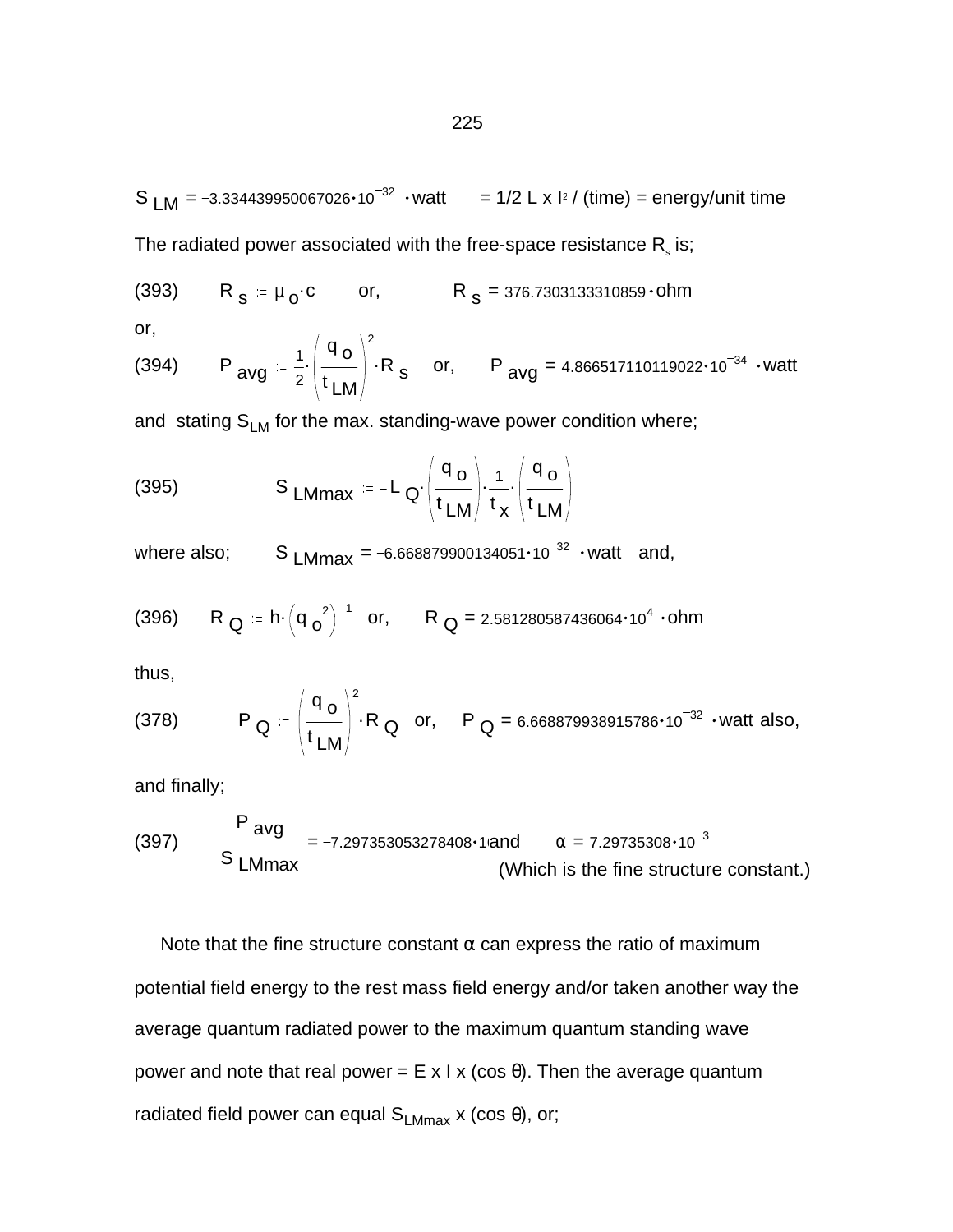$S_{LM} = -3.334439950067026 \cdot 10^{-32} \cdot \text{watt}$ = 1/2 L x I$^2$ / (time) = energy/unit time

The radiated power associated with the free-space resistance $R_s$ is;

(393) $\quad R_s := \mu_o \cdot c \quad$ or, $\quad R_s = 376.7303133310859 \cdot \text{ohm}$

or,

(394) $\quad P_{avg} := \frac{1}{2} \cdot \left( \frac{q_o}{t_{LM}} \right)^2 \cdot R_s \quad$ or, $\quad P_{avg} = 4.866517110119022 \cdot 10^{-34} \cdot \text{watt}$

and stating $S_{LM}$ for the max. standing-wave power condition where;

(395) $$S_{LMmax} := -L_Q \cdot \left( \frac{q_o}{t_{LM}} \right) \cdot \frac{1}{t_x} \cdot \left( \frac{q_o}{t_{LM}} \right)$$

where also; $\quad S_{LMmax} = -6.668879900134051 \cdot 10^{-32} \cdot \text{watt}$ and,

(396) $\quad R_Q := h \cdot \left( q_o^{\,2} \right)^{-1} \quad$ or, $\quad R_Q = 2.581280587436064 \cdot 10^{4} \cdot \text{ohm}$

thus,

(378) $\quad P_Q := \left( \frac{q_o}{t_{LM}} \right)^2 \cdot R_Q \quad$ or, $\quad P_Q = 6.668879938915786 \cdot 10^{-32} \cdot \text{watt}$ also,

and finally;

(397) $\quad \frac{P_{avg}}{S_{LMmax}} = -7.297353053278408 \cdot 1$ and $\quad \alpha = 7.29735308 \cdot 10^{-3}$

(Which is the fine structure constant.)

Note that the fine structure constant α can express the ratio of maximum potential field energy to the rest mass field energy and/or taken another way the average quantum radiated power to the maximum quantum standing wave power and note that real power = E x I x (cos θ). Then the average quantum radiated field power can equal $S_{LMmax}$ x (cos θ), or;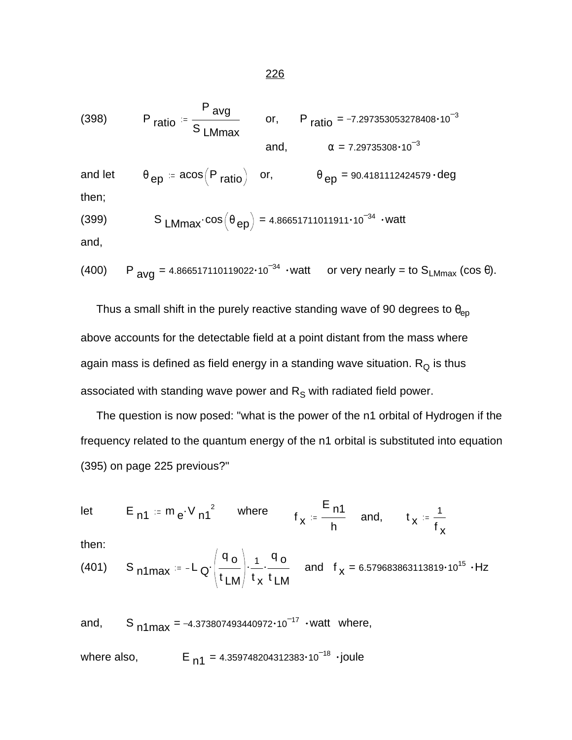(398) $\quad P_{ratio} := \dfrac{P_{avg}}{S_{LMmax}}$ $\quad$ or, $\quad P_{ratio} = -7.297353053278408 \cdot 10^{-3}$

and, $\quad \alpha = 7.29735308 \cdot 10^{-3}$

and let $\quad \theta_{ep} := \operatorname{acos}\left(P_{ratio}\right)$ $\quad$ or, $\quad \theta_{ep} = 90.4181112424579 \cdot \mathrm{deg}$

then;

(399) $\quad S_{LMmax} \cdot \cos\left(\theta_{ep}\right) = 4.86651711011911 \cdot 10^{-34} \cdot \mathrm{watt}$

and,

(400) $\quad P_{avg} = 4.866517110119022 \cdot 10^{-34} \cdot \mathrm{watt}$ $\quad$ or very nearly = to $S_{LMmax}$ (cos θ).

Thus a small shift in the purely reactive standing wave of 90 degrees to $\theta_{ep}$ above accounts for the detectable field at a point distant from the mass where again mass is defined as field energy in a standing wave situation. $R_Q$ is thus associated with standing wave power and $R_S$ with radiated field power.

The question is now posed: "what is the power of the n1 orbital of Hydrogen if the frequency related to the quantum energy of the n1 orbital is substituted into equation (395) on page 225 previous?"

let $\quad E_{n1} := m_e \cdot V_{n1}^{\,2}$ $\quad$ where $\quad f_x := \dfrac{E_{n1}}{h}$ $\quad$ and, $\quad t_x := \dfrac{1}{f_x}$

then:

(401) $\quad S_{n1max} := -L_Q \cdot \left(\dfrac{q_o}{t_{LM}}\right) \cdot \dfrac{1}{t_x} \cdot \dfrac{q_o}{t_{LM}}$ $\quad$ and $\quad f_x = 6.579683863113819 \cdot 10^{15} \cdot \mathrm{Hz}$

and, $\quad S_{n1max} = -4.373807493440972 \cdot 10^{-17} \cdot \mathrm{watt}$ $\quad$ where,

where also, $\quad E_{n1} = 4.359748204312383 \cdot 10^{-18} \cdot \mathrm{joule}$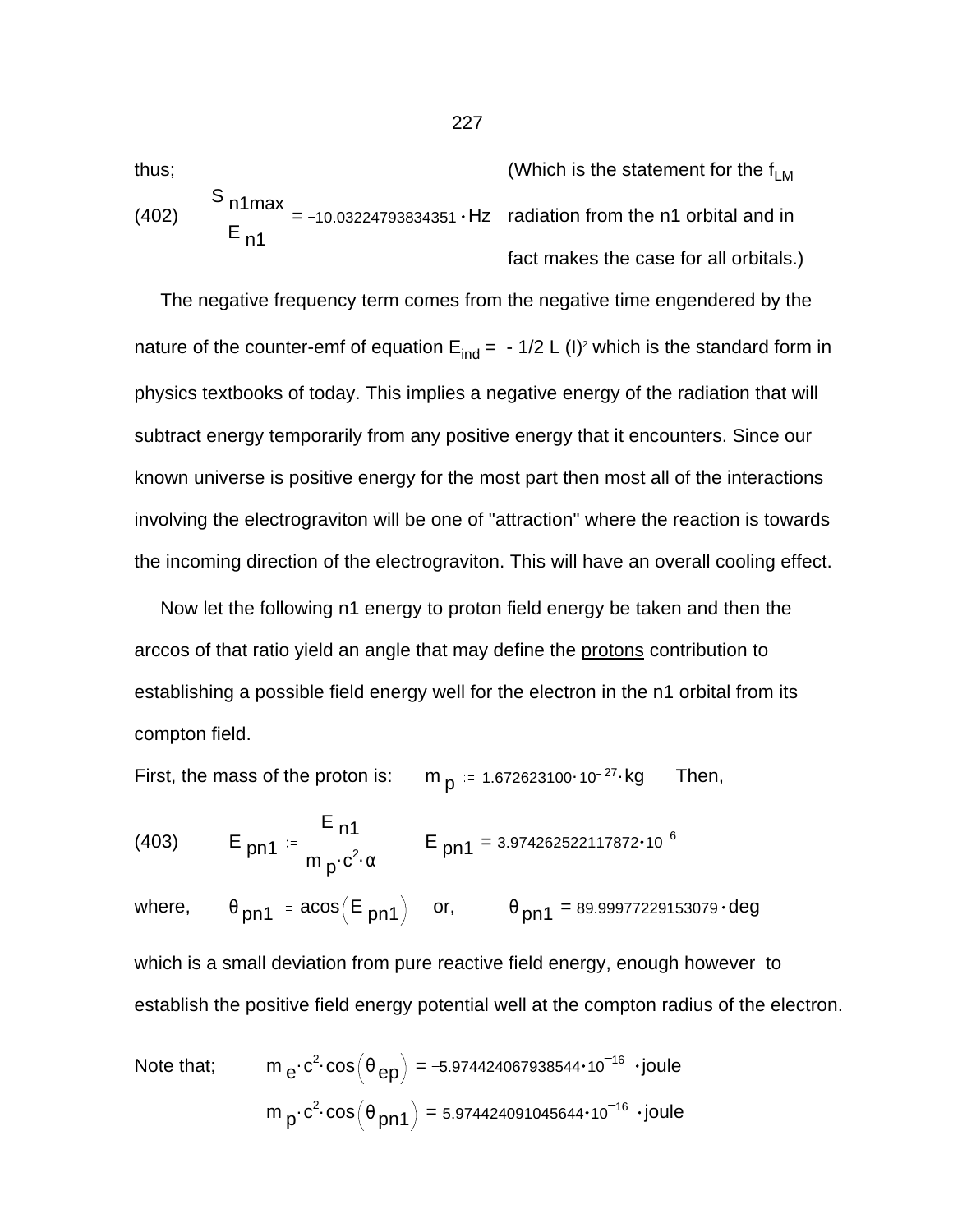thus;

(402) $$\frac{S_{n1max}}{E_{n1}} = -10.03224793834351 \cdot Hz$$

(Which is the statement for the $f_{LM}$ radiation from the n1 orbital and in fact makes the case for all orbitals.)

The negative frequency term comes from the negative time engendered by the nature of the counter-emf of equation $E_{ind} = -1/2\ L\ (I)^2$ which is the standard form in physics textbooks of today. This implies a negative energy of the radiation that will subtract energy temporarily from any positive energy that it encounters. Since our known universe is positive energy for the most part then most all of the interactions involving the electrograviton will be one of "attraction" where the reaction is towards the incoming direction of the electrograviton. This will have an overall cooling effect.

Now let the following n1 energy to proton field energy be taken and then the arccos of that ratio yield an angle that may define the <u>protons</u> contribution to establishing a possible field energy well for the electron in the n1 orbital from its compton field.

First, the mass of the proton is: $m_p := 1.672623100 \cdot 10^{-27} \cdot kg$ Then,

(403) $$E_{pn1} := \frac{E_{n1}}{m_p \cdot c^2 \cdot \alpha} \qquad E_{pn1} = 3.974262522117872 \cdot 10^{-6}$$

where, $\theta_{pn1} := \mathrm{acos}\left(E_{pn1}\right)$ or, $\theta_{pn1} = 89.99977229153079 \cdot deg$

which is a small deviation from pure reactive field energy, enough however to establish the positive field energy potential well at the compton radius of the electron.

Note that;

$$m_e \cdot c^2 \cdot \cos\left(\theta_{ep}\right) = -5.974424067938544 \cdot 10^{-16} \cdot joule$$

$$m_p \cdot c^2 \cdot \cos\left(\theta_{pn1}\right) = 5.974424091045644 \cdot 10^{-16} \cdot joule$$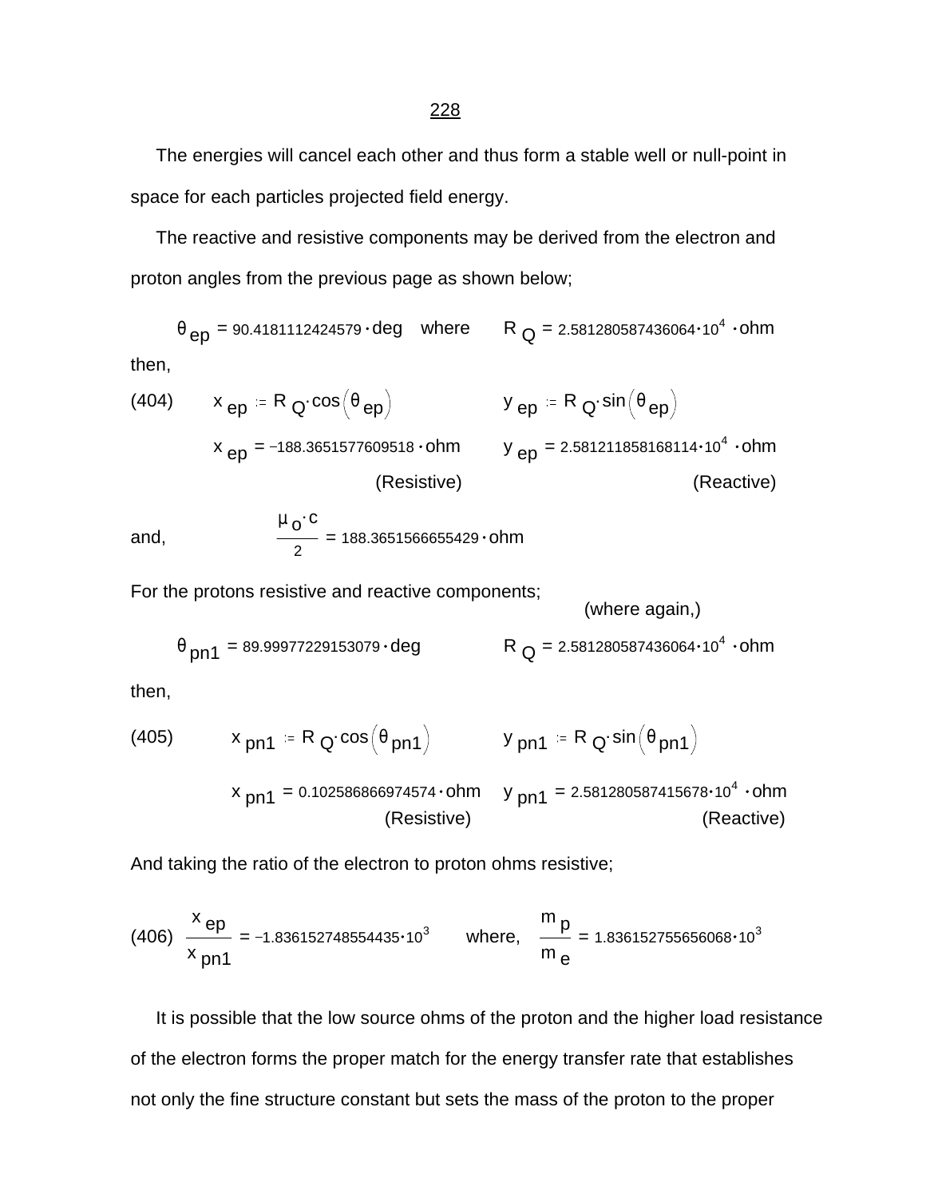The energies will cancel each other and thus form a stable well or null-point in space for each particles projected field energy.

The reactive and resistive components may be derived from the electron and proton angles from the previous page as shown below;

$$\theta_{ep} = 90.4181112424579 \cdot deg \quad \text{where} \quad R_Q = 2.581280587436064 \cdot 10^4 \cdot ohm$$

then,

(404) $$x_{ep} := R_Q \cdot \cos\left(\theta_{ep}\right) \qquad y_{ep} := R_Q \cdot \sin\left(\theta_{ep}\right)$$

$$x_{ep} = -188.3651577609518 \cdot ohm \qquad y_{ep} = 2.581211858168114 \cdot 10^4 \cdot ohm$$

(Resistive) (Reactive)

and, $$\frac{\mu_o \cdot c}{2} = 188.3651566655429 \cdot ohm$$

For the protons resistive and reactive components; (where again,)

$$\theta_{pn1} = 89.99977229153079 \cdot deg \qquad R_Q = 2.581280587436064 \cdot 10^4 \cdot ohm$$

then,

(405) $$x_{pn1} := R_Q \cdot \cos\left(\theta_{pn1}\right) \qquad y_{pn1} := R_Q \cdot \sin\left(\theta_{pn1}\right)$$

$$x_{pn1} = 0.102586866974574 \cdot ohm \qquad y_{pn1} = 2.581280587415678 \cdot 10^4 \cdot ohm$$

(Resistive) (Reactive)

And taking the ratio of the electron to proton ohms resistive;

(406) $$\frac{x_{ep}}{x_{pn1}} = -1.836152748554435 \cdot 10^3 \qquad \text{where,} \quad \frac{m_p}{m_e} = 1.836152755656068 \cdot 10^3$$

It is possible that the low source ohms of the proton and the higher load resistance of the electron forms the proper match for the energy transfer rate that establishes not only the fine structure constant but sets the mass of the proton to the proper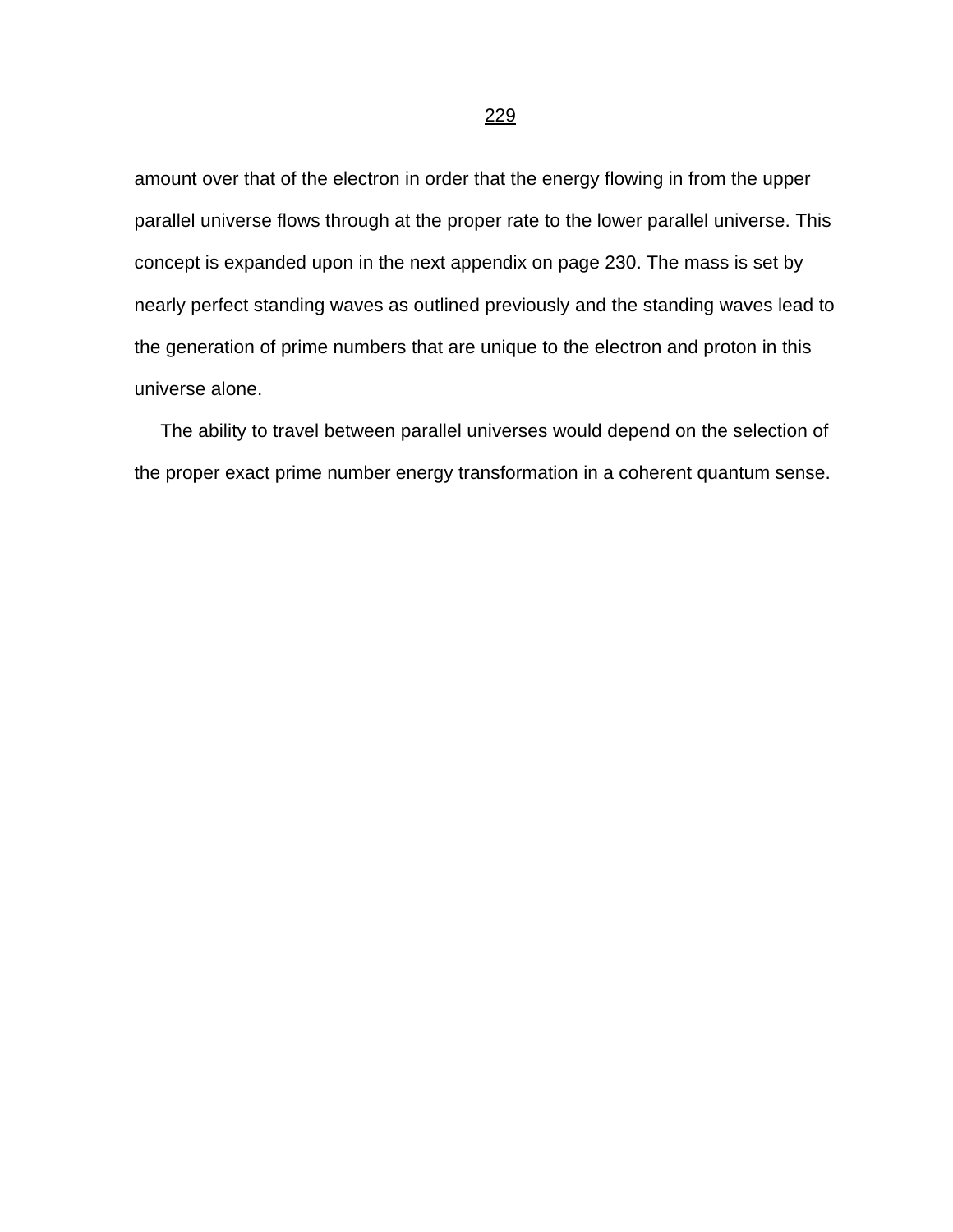amount over that of the electron in order that the energy flowing in from the upper parallel universe flows through at the proper rate to the lower parallel universe. This concept is expanded upon in the next appendix on page 230. The mass is set by nearly perfect standing waves as outlined previously and the standing waves lead to the generation of prime numbers that are unique to the electron and proton in this universe alone.

The ability to travel between parallel universes would depend on the selection of the proper exact prime number energy transformation in a coherent quantum sense.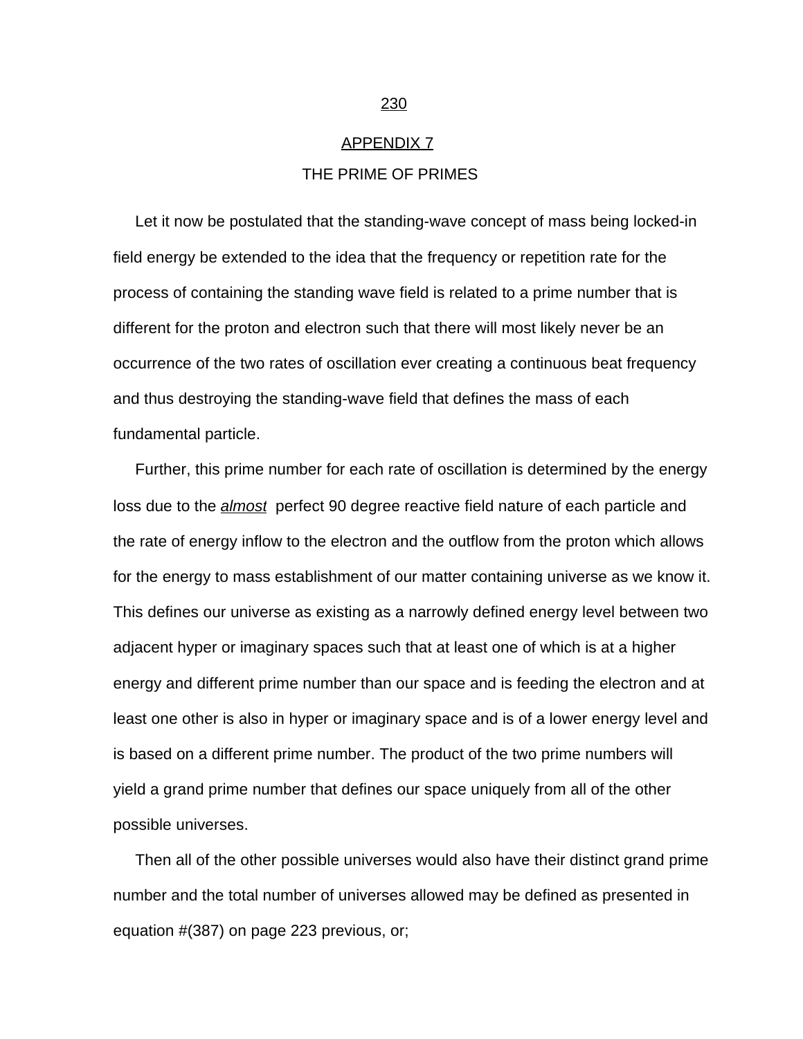## APPENDIX 7

## THE PRIME OF PRIMES

Let it now be postulated that the standing-wave concept of mass being locked-in field energy be extended to the idea that the frequency or repetition rate for the process of containing the standing wave field is related to a prime number that is different for the proton and electron such that there will most likely never be an occurrence of the two rates of oscillation ever creating a continuous beat frequency and thus destroying the standing-wave field that defines the mass of each fundamental particle.

Further, this prime number for each rate of oscillation is determined by the energy loss due to the ***almost*** perfect 90 degree reactive field nature of each particle and the rate of energy inflow to the electron and the outflow from the proton which allows for the energy to mass establishment of our matter containing universe as we know it. This defines our universe as existing as a narrowly defined energy level between two adjacent hyper or imaginary spaces such that at least one of which is at a higher energy and different prime number than our space and is feeding the electron and at least one other is also in hyper or imaginary space and is of a lower energy level and is based on a different prime number. The product of the two prime numbers will yield a grand prime number that defines our space uniquely from all of the other possible universes.

Then all of the other possible universes would also have their distinct grand prime number and the total number of universes allowed may be defined as presented in equation #(387) on page 223 previous, or;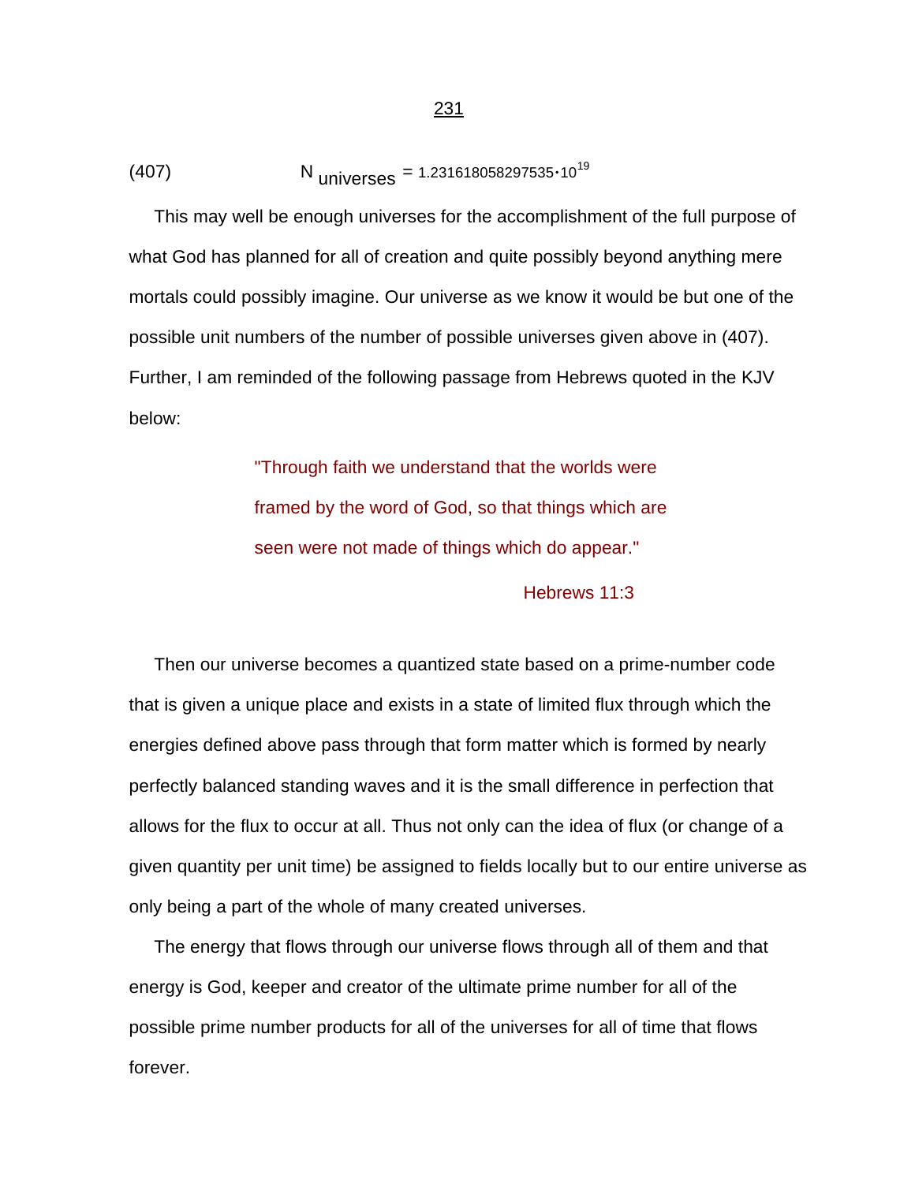$$N_{\text{universes}} = 1.231618058297535 \cdot 10^{19} \tag{407}$$

This may well be enough universes for the accomplishment of the full purpose of what God has planned for all of creation and quite possibly beyond anything mere mortals could possibly imagine. Our universe as we know it would be but one of the possible unit numbers of the number of possible universes given above in (407). Further, I am reminded of the following passage from Hebrews quoted in the KJV below:

> "Through faith we understand that the worlds were framed by the word of God, so that things which are seen were not made of things which do appear."
>
> Hebrews 11:3

Then our universe becomes a quantized state based on a prime-number code that is given a unique place and exists in a state of limited flux through which the energies defined above pass through that form matter which is formed by nearly perfectly balanced standing waves and it is the small difference in perfection that allows for the flux to occur at all. Thus not only can the idea of flux (or change of a given quantity per unit time) be assigned to fields locally but to our entire universe as only being a part of the whole of many created universes.

The energy that flows through our universe flows through all of them and that energy is God, keeper and creator of the ultimate prime number for all of the possible prime number products for all of the universes for all of time that flows forever.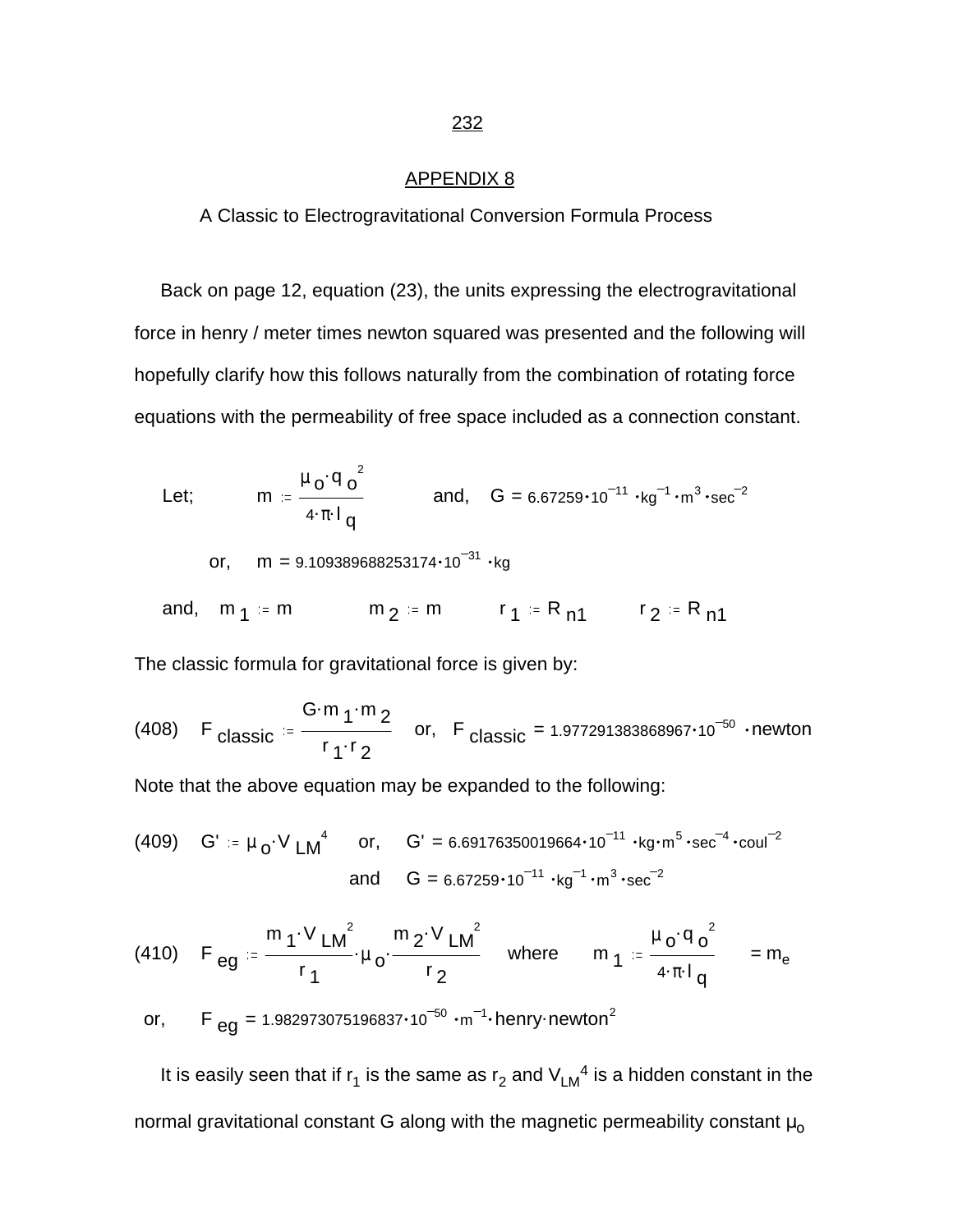## APPENDIX 8

### A Classic to Electrogravitational Conversion Formula Process

Back on page 12, equation (23), the units expressing the electrogravitational force in henry / meter times newton squared was presented and the following will hopefully clarify how this follows naturally from the combination of rotating force equations with the permeability of free space included as a connection constant.

Let; $m := \dfrac{\mu_o \cdot q_o^{\,2}}{4 \cdot \pi \cdot l_q}$ and, $G = 6.67259 \cdot 10^{-11} \cdot kg^{-1} \cdot m^3 \cdot sec^{-2}$

or, $m = 9.109389688253174 \cdot 10^{-31} \cdot kg$

and, $m_1 := m$ $\quad m_2 := m$ $\quad r_1 := R_{n1}$ $\quad r_2 := R_{n1}$

The classic formula for gravitational force is given by:

(408) $F_{classic} := \dfrac{G \cdot m_1 \cdot m_2}{r_1 \cdot r_2}$ or, $F_{classic} = 1.977291383868967 \cdot 10^{-50} \cdot newton$

Note that the above equation may be expanded to the following:

(409) $G' := \mu_o \cdot V_{LM}^{\,4}$ or, $G' = 6.69176350019664 \cdot 10^{-11} \cdot kg \cdot m^5 \cdot sec^{-4} \cdot coul^{-2}$

and $G = 6.67259 \cdot 10^{-11} \cdot kg^{-1} \cdot m^3 \cdot sec^{-2}$

(410) $F_{eg} := \dfrac{m_1 \cdot V_{LM}^{\,2}}{r_1} \cdot \mu_o \cdot \dfrac{m_2 \cdot V_{LM}^{\,2}}{r_2}$ where $m_1 := \dfrac{\mu_o \cdot q_o^{\,2}}{4 \cdot \pi \cdot l_q} = m_e$

or, $F_{eg} = 1.982973075196837 \cdot 10^{-50} \cdot m^{-1} \cdot henry \cdot newton^2$

It is easily seen that if $r_1$ is the same as $r_2$ and $V_{LM}^{\,4}$ is a hidden constant in the normal gravitational constant G along with the magnetic permeability constant $\mu_o$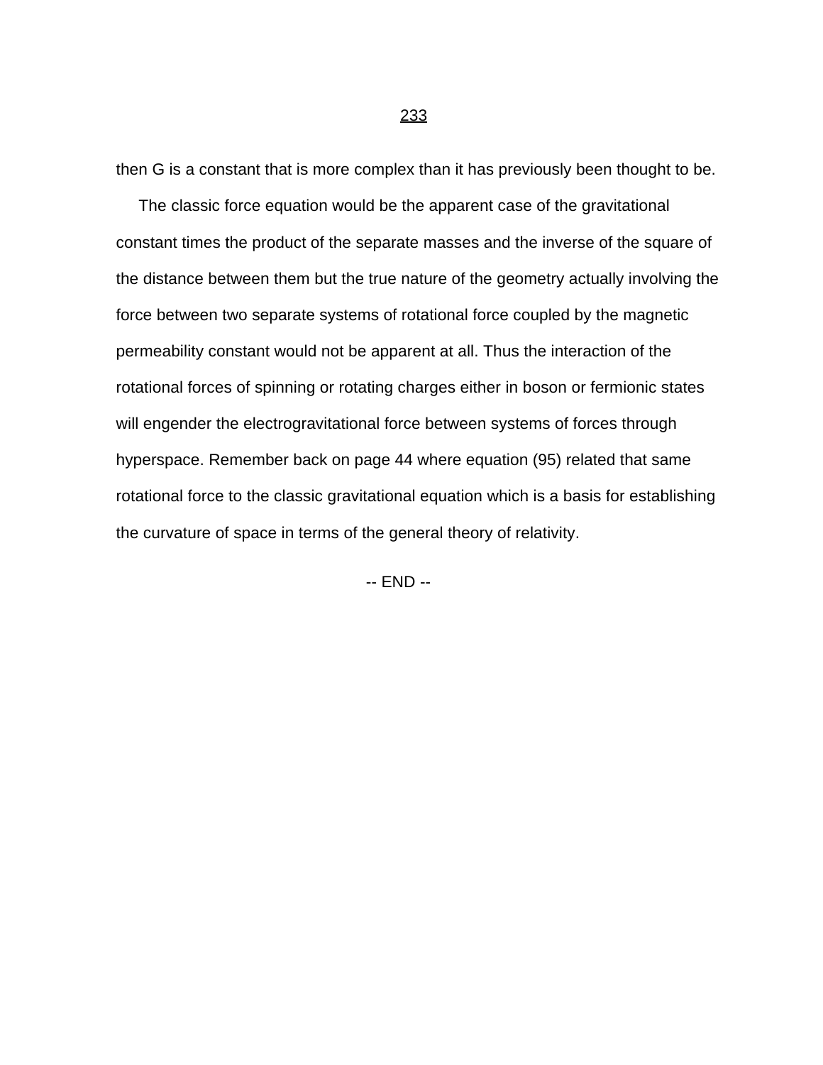then G is a constant that is more complex than it has previously been thought to be.

The classic force equation would be the apparent case of the gravitational constant times the product of the separate masses and the inverse of the square of the distance between them but the true nature of the geometry actually involving the force between two separate systems of rotational force coupled by the magnetic permeability constant would not be apparent at all. Thus the interaction of the rotational forces of spinning or rotating charges either in boson or fermionic states will engender the electrogravitational force between systems of forces through hyperspace. Remember back on page 44 where equation (95) related that same rotational force to the classic gravitational equation which is a basis for establishing the curvature of space in terms of the general theory of relativity.

-- END --